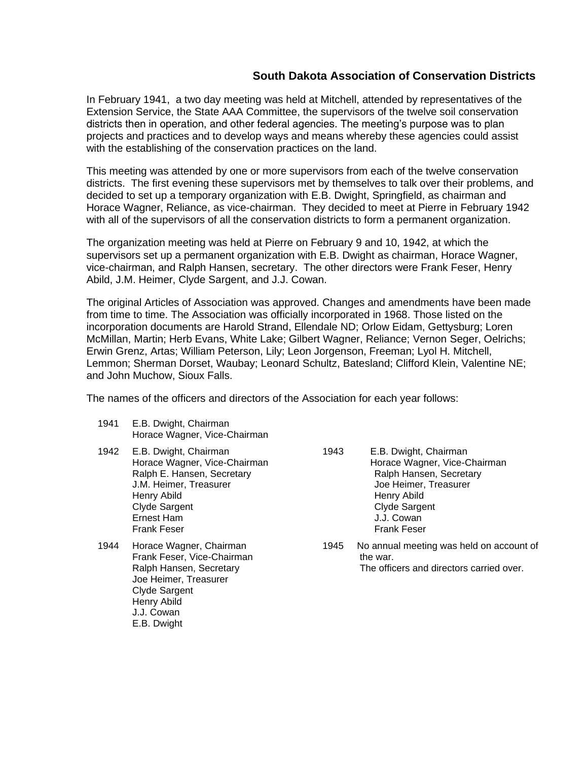## South Dakota Association of Conservation Districts

In February 1941, a two day meeting was held at Mitchell, attended by representatives of the Extension Service, the State AAA Committee, the supervisors of the twelve soil conservation districts then in operation, and other federal agencies. The meeting's purpose was to plan projects and practices and to develop ways and means whereby these agencies could assist with the establishing of the conservation practices on the land.

This meeting was attended by one or more supervisors from each of the twelve conservation districts. The first evening these supervisors met by themselves to talk over their problems, and decided to set up a temporary organization with E.B. Dwight, Springfield, as chairman and Horace Wagner, Reliance, as vice-chairman. They decided to meet at Pierre in February 1942 with all of the supervisors of all the conservation districts to form a permanent organization.

The organization meeting was held at Pierre on February 9 and 10, 1942, at which the supervisors set up a permanent organization with E.B. Dwight as chairman, Horace Wagner, vice-chairman, and Ralph Hansen, secretary. The other directors were Frank Feser, Henry Abild, J.M. Heimer, Clyde Sargent, and J.J. Cowan.

The original Articles of Association was approved. Changes and amendments have been made from time to time. The Association was officially incorporated in 1968. Those listed on the incorporation documents are Harold Strand, Ellendale ND; Orlow Eidam, Gettysburg; Loren McMillan, Martin; Herb Evans, White Lake; Gilbert Wagner, Reliance; Vernon Seger, Oelrichs; Erwin Grenz, Artas; William Peterson, Lily; Leon Jorgenson, Freeman; Lyol H. Mitchell, Lemmon; Sherman Dorset, Waubay; Leonard Schultz, Batesland; Clifford Klein, Valentine NE; and John Muchow, Sioux Falls.

The names of the officers and directors of the Association for each year follows:

**1941**
E.B. Dwight, Chairman
Horace Wagner, Vice-Chairman

**1942**
E.B. Dwight, Chairman
Horace Wagner, Vice-Chairman
Ralph E. Hansen, Secretary
J.M. Heimer, Treasurer
Henry Abild
Clyde Sargent
Ernest Ham
Frank Feser

**1943**
E.B. Dwight, Chairman
Horace Wagner, Vice-Chairman
Ralph Hansen, Secretary
Joe Heimer, Treasurer
Henry Abild
Clyde Sargent
J.J. Cowan
Frank Feser

**1944**
Horace Wagner, Chairman
Frank Feser, Vice-Chairman
Ralph Hansen, Secretary
Joe Heimer, Treasurer
Clyde Sargent
Henry Abild
J.J. Cowan
E.B. Dwight

**1945**
No annual meeting was held on account of the war.
The officers and directors carried over.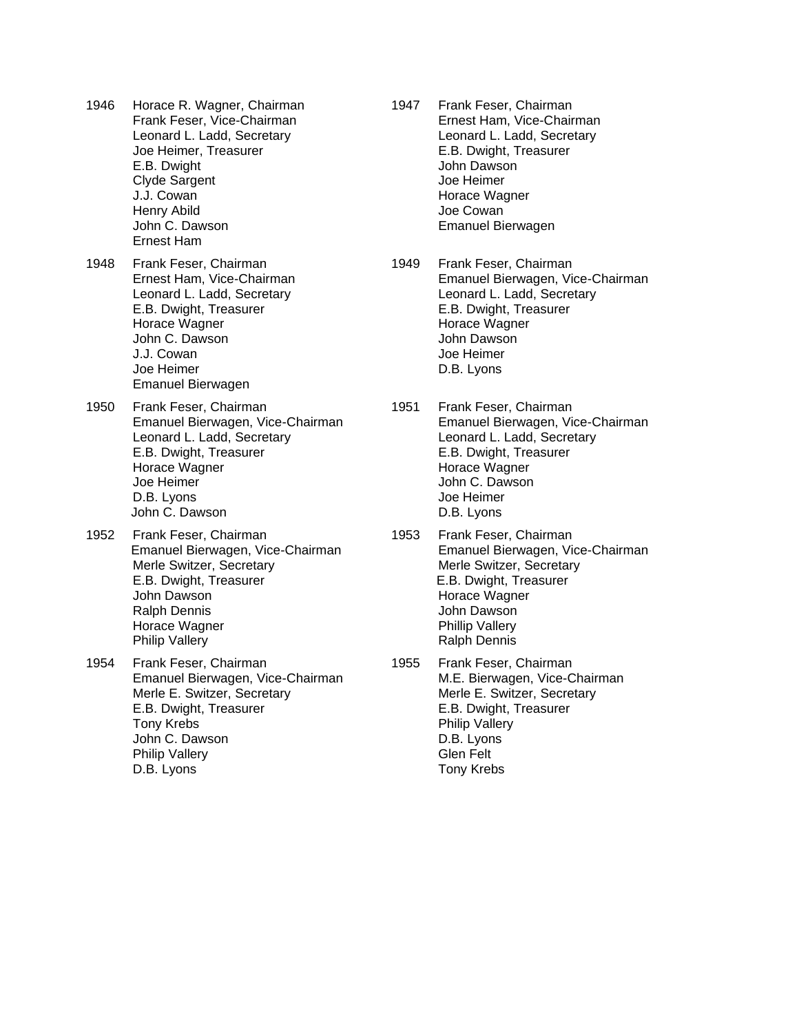**1946**

Horace R. Wagner, Chairman
Frank Feser, Vice-Chairman
Leonard L. Ladd, Secretary
Joe Heimer, Treasurer
E.B. Dwight
Clyde Sargent
J.J. Cowan
Henry Abild
John C. Dawson
Ernest Ham

**1947**

Frank Feser, Chairman
Ernest Ham, Vice-Chairman
Leonard L. Ladd, Secretary
E.B. Dwight, Treasurer
John Dawson
Joe Heimer
Horace Wagner
Joe Cowan
Emanuel Bierwagen

**1948**

Frank Feser, Chairman
Ernest Ham, Vice-Chairman
Leonard L. Ladd, Secretary
E.B. Dwight, Treasurer
Horace Wagner
John C. Dawson
J.J. Cowan
Joe Heimer
Emanuel Bierwagen

**1949**

Frank Feser, Chairman
Emanuel Bierwagen, Vice-Chairman
Leonard L. Ladd, Secretary
E.B. Dwight, Treasurer
Horace Wagner
John Dawson
Joe Heimer
D.B. Lyons

**1950**

Frank Feser, Chairman
Emanuel Bierwagen, Vice-Chairman
Leonard L. Ladd, Secretary
E.B. Dwight, Treasurer
Horace Wagner
Joe Heimer
D.B. Lyons
John C. Dawson

**1951**

Frank Feser, Chairman
Emanuel Bierwagen, Vice-Chairman
Leonard L. Ladd, Secretary
E.B. Dwight, Treasurer
Horace Wagner
John C. Dawson
Joe Heimer
D.B. Lyons

**1952**

Frank Feser, Chairman
Emanuel Bierwagen, Vice-Chairman
Merle Switzer, Secretary
E.B. Dwight, Treasurer
John Dawson
Ralph Dennis
Horace Wagner
Philip Valley

**1953**

Frank Feser, Chairman
Emanuel Bierwagen, Vice-Chairman
Merle Switzer, Secretary
E.B. Dwight, Treasurer
Horace Wagner
John Dawson
Phillip Valley
Ralph Dennis

**1954**

Frank Feser, Chairman
Emanuel Bierwagen, Vice-Chairman
Merle E. Switzer, Secretary
E.B. Dwight, Treasurer
Tony Krebs
John C. Dawson
Philip Valley
D.B. Lyons

**1955**

Frank Feser, Chairman
M.E. Bierwagen, Vice-Chairman
Merle E. Switzer, Secretary
E.B. Dwight, Treasurer
Philip Valley
D.B. Lyons
Glen Felt
Tony Krebs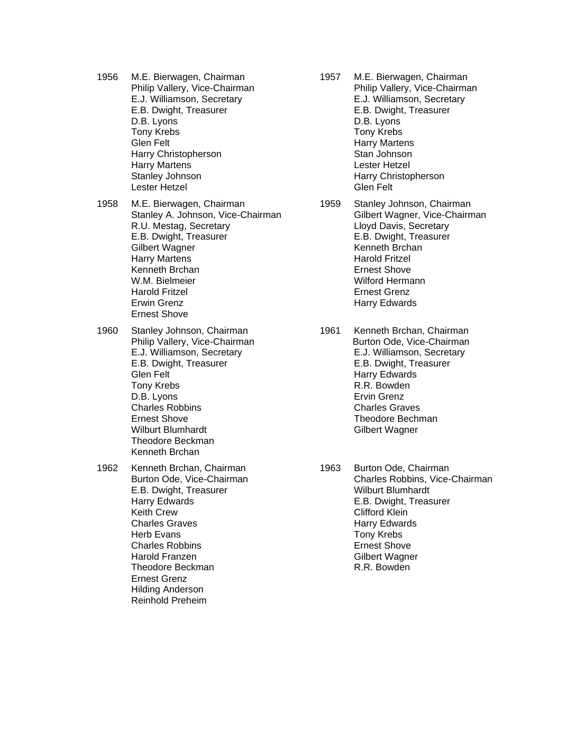1956
M.E. Bierwagen, Chairman
Philip Vallery, Vice-Chairman
E.J. Williamson, Secretary
E.B. Dwight, Treasurer
D.B. Lyons
Tony Krebs
Glen Felt
Harry Christopherson
Harry Martens
Stanley Johnson
Lester Hetzel

1957
M.E. Bierwagen, Chairman
Philip Vallery, Vice-Chairman
E.J. Williamson, Secretary
E.B. Dwight, Treasurer
D.B. Lyons
Tony Krebs
Harry Martens
Stan Johnson
Lester Hetzel
Harry Christopherson
Glen Felt

1958
M.E. Bierwagen, Chairman
Stanley A. Johnson, Vice-Chairman
R.U. Mestag, Secretary
E.B. Dwight, Treasurer
Gilbert Wagner
Harry Martens
Kenneth Brchan
W.M. Bielmeier
Harold Fritzel
Erwin Grenz
Ernest Shove

1959
Stanley Johnson, Chairman
Gilbert Wagner, Vice-Chairman
Lloyd Davis, Secretary
E.B. Dwight, Treasurer
Kenneth Brchan
Harold Fritzel
Ernest Shove
Wilford Hermann
Ernest Grenz
Harry Edwards

1960
Stanley Johnson, Chairman
Philip Vallery, Vice-Chairman
E.J. Williamson, Secretary
E.B. Dwight, Treasurer
Glen Felt
Tony Krebs
D.B. Lyons
Charles Robbins
Ernest Shove
Wilburt Blumhardt
Theodore Beckman
Kenneth Brchan

1961
Kenneth Brchan, Chairman
Burton Ode, Vice-Chairman
E.J. Williamson, Secretary
E.B. Dwight, Treasurer
Harry Edwards
R.R. Bowden
Ervin Grenz
Charles Graves
Theodore Bechman
Gilbert Wagner

1962
Kenneth Brchan, Chairman
Burton Ode, Vice-Chairman
E.B. Dwight, Treasurer
Harry Edwards
Keith Crew
Charles Graves
Herb Evans
Charles Robbins
Harold Franzen
Theodore Beckman
Ernest Grenz
Hilding Anderson
Reinhold Preheim

1963
Burton Ode, Chairman
Charles Robbins, Vice-Chairman
Wilburt Blumhardt
E.B. Dwight, Treasurer
Clifford Klein
Harry Edwards
Tony Krebs
Ernest Shove
Gilbert Wagner
R.R. Bowden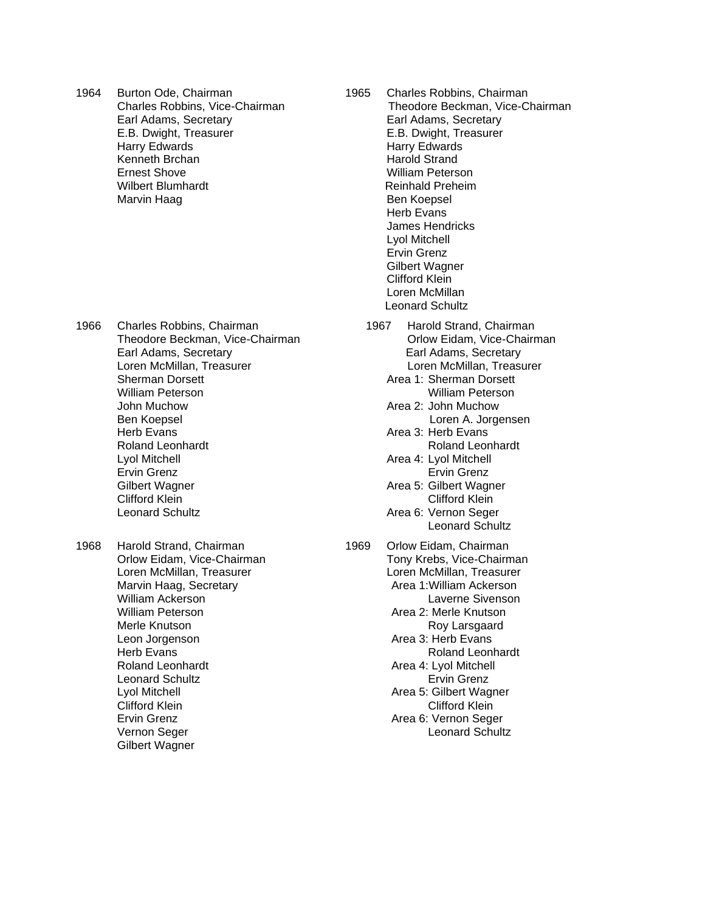**1964**

Burton Ode, Chairman
Charles Robbins, Vice-Chairman
Earl Adams, Secretary
E.B. Dwight, Treasurer
Harry Edwards
Kenneth Brchan
Ernest Shove
Wilbert Blumhardt
Marvin Haag

**1965**

Charles Robbins, Chairman
Theodore Beckman, Vice-Chairman
Earl Adams, Secretary
E.B. Dwight, Treasurer
Harry Edwards
Harold Strand
William Peterson
Reinhald Preheim
Ben Koepsel
Herb Evans
James Hendricks
Lyol Mitchell
Ervin Grenz
Gilbert Wagner
Clifford Klein
Loren McMillan
Leonard Schultz

**1966**

Charles Robbins, Chairman
Theodore Beckman, Vice-Chairman
Earl Adams, Secretary
Loren McMillan, Treasurer
Sherman Dorsett
William Peterson
John Muchow
Ben Koepsel
Herb Evans
Roland Leonhardt
Lyol Mitchell
Ervin Grenz
Gilbert Wagner
Clifford Klein
Leonard Schultz

**1967**

Harold Strand, Chairman
Orlow Eidam, Vice-Chairman
Earl Adams, Secretary
Loren McMillan, Treasurer
Area 1: Sherman Dorsett
William Peterson
Area 2: John Muchow
Loren A. Jorgensen
Area 3: Herb Evans
Roland Leonhardt
Area 4: Lyol Mitchell
Ervin Grenz
Area 5: Gilbert Wagner
Clifford Klein
Area 6: Vernon Seger
Leonard Schultz

**1968**

Harold Strand, Chairman
Orlow Eidam, Vice-Chairman
Loren McMillan, Treasurer
Marvin Haag, Secretary
William Ackerson
William Peterson
Merle Knutson
Leon Jorgenson
Herb Evans
Roland Leonhardt
Leonard Schultz
Lyol Mitchell
Clifford Klein
Ervin Grenz
Vernon Seger
Gilbert Wagner

**1969**

Orlow Eidam, Chairman
Tony Krebs, Vice-Chairman
Loren McMillan, Treasurer
Area 1:William Ackerson
Laverne Sivenson
Area 2: Merle Knutson
Roy Larsgaard
Area 3: Herb Evans
Roland Leonhardt
Area 4: Lyol Mitchell
Ervin Grenz
Area 5: Gilbert Wagner
Clifford Klein
Area 6: Vernon Seger
Leonard Schultz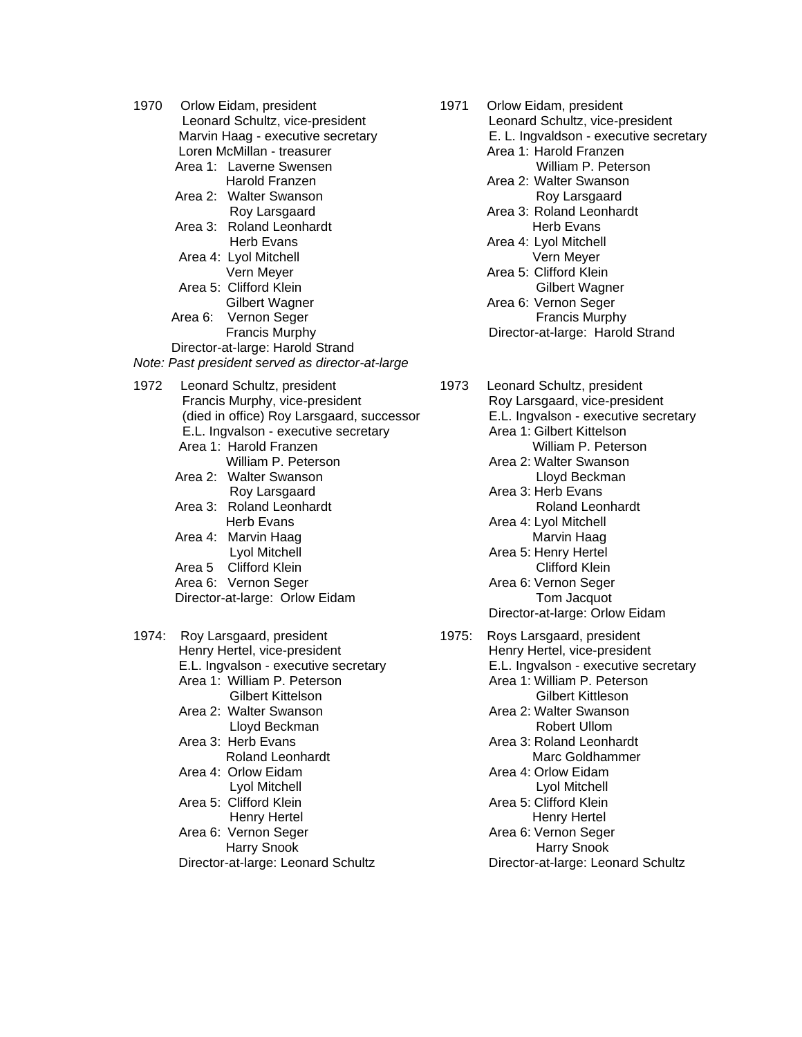1970 Orlow Eidam, president
Leonard Schultz, vice-president
Marvin Haag - executive secretary
Loren McMillan - treasurer
Area 1: Laverne Swensen
Harold Franzen
Area 2: Walter Swanson
Roy Larsgaard
Area 3: Roland Leonhardt
Herb Evans
Area 4: Lyol Mitchell
Vern Meyer
Area 5: Clifford Klein
Gilbert Wagner
Area 6: Vernon Seger
Francis Murphy
Director-at-large: Harold Strand

*Note: Past president served as director-at-large*

1971 Orlow Eidam, president
Leonard Schultz, vice-president
E. L. Ingvaldson - executive secretary
Area 1: Harold Franzen
William P. Peterson
Area 2: Walter Swanson
Roy Larsgaard
Area 3: Roland Leonhardt
Herb Evans
Area 4: Lyol Mitchell
Vern Meyer
Area 5: Clifford Klein
Gilbert Wagner
Area 6: Vernon Seger
Francis Murphy
Director-at-large: Harold Strand

1972 Leonard Schultz, president
Francis Murphy, vice-president
(died in office) Roy Larsgaard, successor
E.L. Ingvalson - executive secretary
Area 1: Harold Franzen
William P. Peterson
Area 2: Walter Swanson
Roy Larsgaard
Area 3: Roland Leonhardt
Herb Evans
Area 4: Marvin Haag
Lyol Mitchell
Area 5 Clifford Klein
Area 6: Vernon Seger
Director-at-large: Orlow Eidam

1973 Leonard Schultz, president
Roy Larsgaard, vice-president
E.L. Ingvalson - executive secretary
Area 1: Gilbert Kittelson
William P. Peterson
Area 2: Walter Swanson
Lloyd Beckman
Area 3: Herb Evans
Roland Leonhardt
Area 4: Lyol Mitchell
Marvin Haag
Area 5: Henry Hertel
Clifford Klein
Area 6: Vernon Seger
Tom Jacquot
Director-at-large: Orlow Eidam

1974: Roy Larsgaard, president
Henry Hertel, vice-president
E.L. Ingvalson - executive secretary
Area 1: William P. Peterson
Gilbert Kittelson
Area 2: Walter Swanson
Lloyd Beckman
Area 3: Herb Evans
Roland Leonhardt
Area 4: Orlow Eidam
Lyol Mitchell
Area 5: Clifford Klein
Henry Hertel
Area 6: Vernon Seger
Harry Snook
Director-at-large: Leonard Schultz

1975: Roys Larsgaard, president
Henry Hertel, vice-president
E.L. Ingvalson - executive secretary
Area 1: William P. Peterson
Gilbert Kittleson
Area 2: Walter Swanson
Robert Ullom
Area 3: Roland Leonhardt
Marc Goldhammer
Area 4: Orlow Eidam
Lyol Mitchell
Area 5: Clifford Klein
Henry Hertel
Area 6: Vernon Seger
Harry Snook
Director-at-large: Leonard Schultz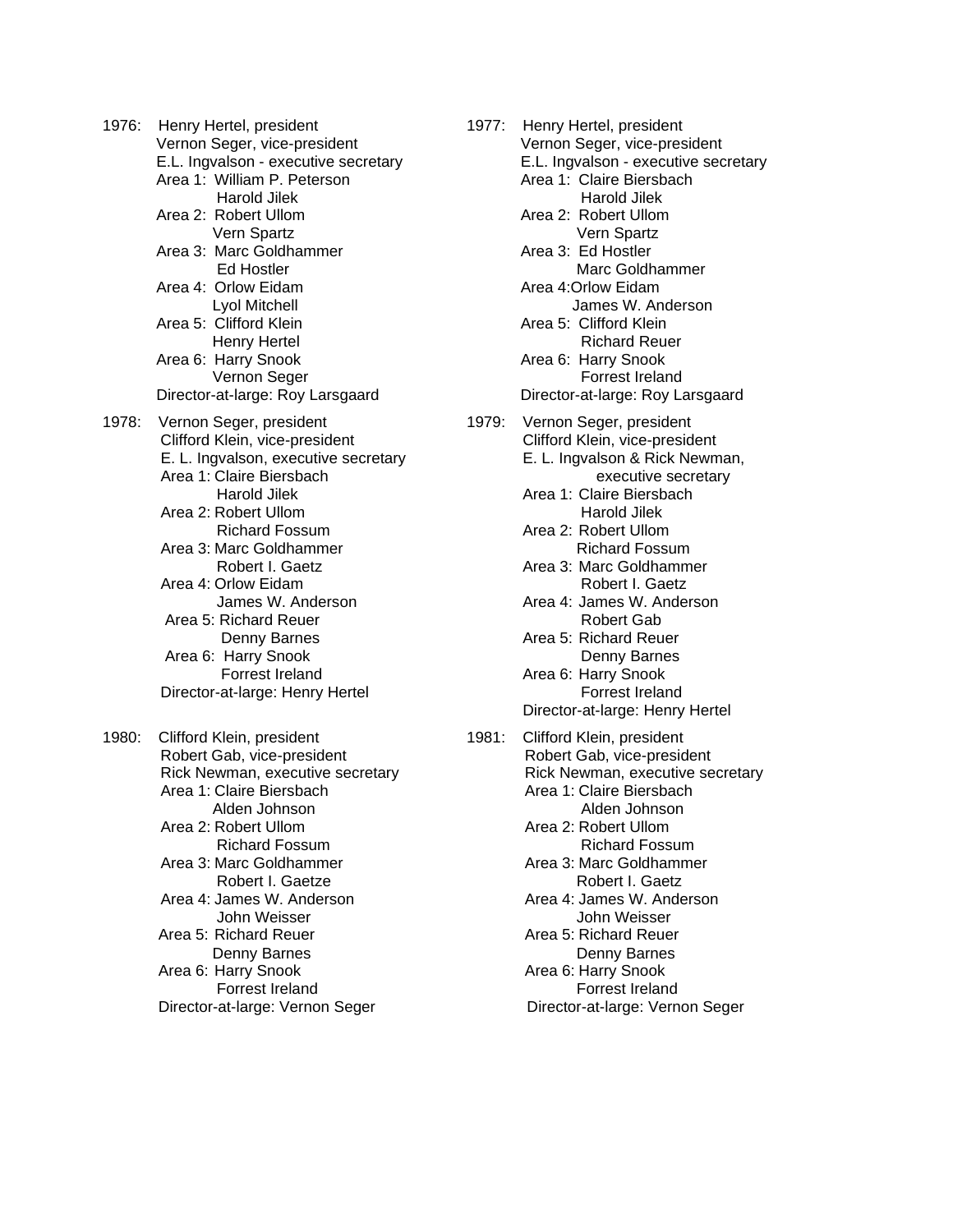1976: Henry Hertel, president
Vernon Seger, vice-president
E.L. Ingvalson - executive secretary
Area 1: William P. Peterson
Harold Jilek
Area 2: Robert Ullom
Vern Spartz
Area 3: Marc Goldhammer
Ed Hostler
Area 4: Orlow Eidam
Lyol Mitchell
Area 5: Clifford Klein
Henry Hertel
Area 6: Harry Snook
Vernon Seger
Director-at-large: Roy Larsgaard

1977: Henry Hertel, president
Vernon Seger, vice-president
E.L. Ingvalson - executive secretary
Area 1: Claire Biersbach
Harold Jilek
Area 2: Robert Ullom
Vern Spartz
Area 3: Ed Hostler
Marc Goldhammer
Area 4:Orlow Eidam
James W. Anderson
Area 5: Clifford Klein
Richard Reuer
Area 6: Harry Snook
Forrest Ireland
Director-at-large: Roy Larsgaard

1978: Vernon Seger, president
Clifford Klein, vice-president
E. L. Ingvalson, executive secretary
Area 1: Claire Biersbach
Harold Jilek
Area 2: Robert Ullom
Richard Fossum
Area 3: Marc Goldhammer
Robert I. Gaetz
Area 4: Orlow Eidam
James W. Anderson
Area 5: Richard Reuer
Denny Barnes
Area 6: Harry Snook
Forrest Ireland
Director-at-large: Henry Hertel

1979: Vernon Seger, president
Clifford Klein, vice-president
E. L. Ingvalson & Rick Newman,
executive secretary
Area 1: Claire Biersbach
Harold Jilek
Area 2: Robert Ullom
Richard Fossum
Area 3: Marc Goldhammer
Robert I. Gaetz
Area 4: James W. Anderson
Robert Gab
Area 5: Richard Reuer
Denny Barnes
Area 6: Harry Snook
Forrest Ireland
Director-at-large: Henry Hertel

1980: Clifford Klein, president
Robert Gab, vice-president
Rick Newman, executive secretary
Area 1: Claire Biersbach
Alden Johnson
Area 2: Robert Ullom
Richard Fossum
Area 3: Marc Goldhammer
Robert I. Gaetze
Area 4: James W. Anderson
John Weisser
Area 5: Richard Reuer
Denny Barnes
Area 6: Harry Snook
Forrest Ireland
Director-at-large: Vernon Seger

1981: Clifford Klein, president
Robert Gab, vice-president
Rick Newman, executive secretary
Area 1: Claire Biersbach
Alden Johnson
Area 2: Robert Ullom
Richard Fossum
Area 3: Marc Goldhammer
Robert I. Gaetz
Area 4: James W. Anderson
John Weisser
Area 5: Richard Reuer
Denny Barnes
Area 6: Harry Snook
Forrest Ireland
Director-at-large: Vernon Seger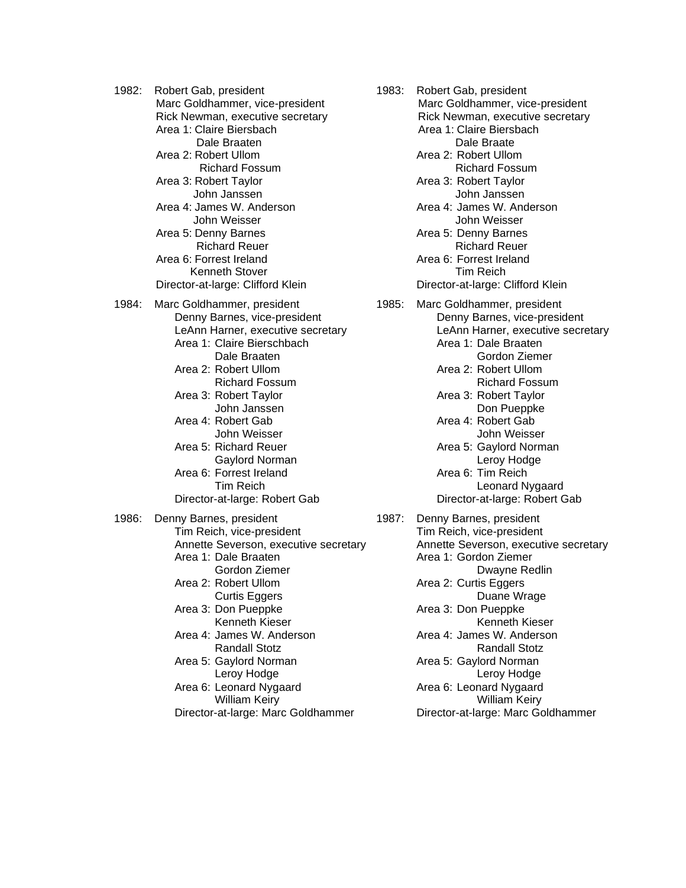1982: Robert Gab, president
Marc Goldhammer, vice-president
Rick Newman, executive secretary
Area 1: Claire Biersbach
Dale Braaten
Area 2: Robert Ullom
Richard Fossum
Area 3: Robert Taylor
John Janssen
Area 4: James W. Anderson
John Weisser
Area 5: Denny Barnes
Richard Reuer
Area 6: Forrest Ireland
Kenneth Stover
Director-at-large: Clifford Klein

1983: Robert Gab, president
Marc Goldhammer, vice-president
Rick Newman, executive secretary
Area 1: Claire Biersbach
Dale Braate
Area 2: Robert Ullom
Richard Fossum
Area 3: Robert Taylor
John Janssen
Area 4: James W. Anderson
John Weisser
Area 5: Denny Barnes
Richard Reuer
Area 6: Forrest Ireland
Tim Reich
Director-at-large: Clifford Klein

1984: Marc Goldhammer, president
Denny Barnes, vice-president
LeAnn Harner, executive secretary
Area 1: Claire Bierschbach
Dale Braaten
Area 2: Robert Ullom
Richard Fossum
Area 3: Robert Taylor
John Janssen
Area 4: Robert Gab
John Weisser
Area 5: Richard Reuer
Gaylord Norman
Area 6: Forrest Ireland
Tim Reich
Director-at-large: Robert Gab

1985: Marc Goldhammer, president
Denny Barnes, vice-president
LeAnn Harner, executive secretary
Area 1: Dale Braaten
Gordon Ziemer
Area 2: Robert Ullom
Richard Fossum
Area 3: Robert Taylor
Don Pueppke
Area 4: Robert Gab
John Weisser
Area 5: Gaylord Norman
Leroy Hodge
Area 6: Tim Reich
Leonard Nygaard
Director-at-large: Robert Gab

1986: Denny Barnes, president
Tim Reich, vice-president
Annette Severson, executive secretary
Area 1: Dale Braaten
Gordon Ziemer
Area 2: Robert Ullom
Curtis Eggers
Area 3: Don Pueppke
Kenneth Kieser
Area 4: James W. Anderson
Randall Stotz
Area 5: Gaylord Norman
Leroy Hodge
Area 6: Leonard Nygaard
William Keiry
Director-at-large: Marc Goldhammer

1987: Denny Barnes, president
Tim Reich, vice-president
Annette Severson, executive secretary
Area 1: Gordon Ziemer
Dwayne Redlin
Area 2: Curtis Eggers
Duane Wrage
Area 3: Don Pueppke
Kenneth Kieser
Area 4: James W. Anderson
Randall Stotz
Area 5: Gaylord Norman
Leroy Hodge
Area 6: Leonard Nygaard
William Keiry
Director-at-large: Marc Goldhammer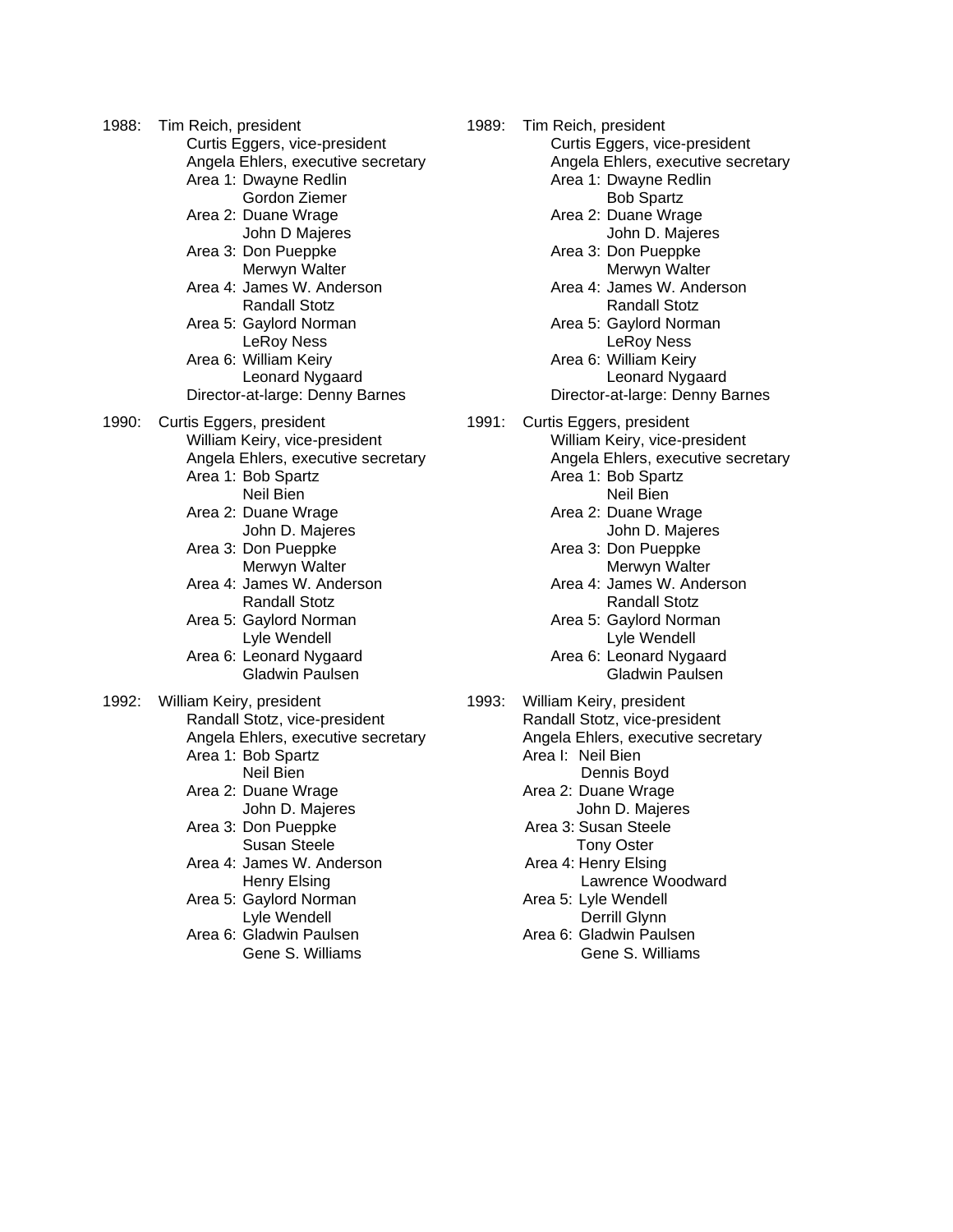1988: Tim Reich, president
Curtis Eggers, vice-president
Angela Ehlers, executive secretary
Area 1: Dwayne Redlin
Gordon Ziemer
Area 2: Duane Wrage
John D Majeres
Area 3: Don Pueppke
Merwyn Walter
Area 4: James W. Anderson
Randall Stotz
Area 5: Gaylord Norman
LeRoy Ness
Area 6: William Keiry
Leonard Nygaard
Director-at-large: Denny Barnes

1989: Tim Reich, president
Curtis Eggers, vice-president
Angela Ehlers, executive secretary
Area 1: Dwayne Redlin
Bob Spartz
Area 2: Duane Wrage
John D. Majeres
Area 3: Don Pueppke
Merwyn Walter
Area 4: James W. Anderson
Randall Stotz
Area 5: Gaylord Norman
LeRoy Ness
Area 6: William Keiry
Leonard Nygaard
Director-at-large: Denny Barnes

1990: Curtis Eggers, president
William Keiry, vice-president
Angela Ehlers, executive secretary
Area 1: Bob Spartz
Neil Bien
Area 2: Duane Wrage
John D. Majeres
Area 3: Don Pueppke
Merwyn Walter
Area 4: James W. Anderson
Randall Stotz
Area 5: Gaylord Norman
Lyle Wendell
Area 6: Leonard Nygaard
Gladwin Paulsen

1991: Curtis Eggers, president
William Keiry, vice-president
Angela Ehlers, executive secretary
Area 1: Bob Spartz
Neil Bien
Area 2: Duane Wrage
John D. Majeres
Area 3: Don Pueppke
Merwyn Walter
Area 4: James W. Anderson
Randall Stotz
Area 5: Gaylord Norman
Lyle Wendell
Area 6: Leonard Nygaard
Gladwin Paulsen

1992: William Keiry, president
Randall Stotz, vice-president
Angela Ehlers, executive secretary
Area 1: Bob Spartz
Neil Bien
Area 2: Duane Wrage
John D. Majeres
Area 3: Don Pueppke
Susan Steele
Area 4: James W. Anderson
Henry Elsing
Area 5: Gaylord Norman
Lyle Wendell
Area 6: Gladwin Paulsen
Gene S. Williams

1993: William Keiry, president
Randall Stotz, vice-president
Angela Ehlers, executive secretary
Area I: Neil Bien
Dennis Boyd
Area 2: Duane Wrage
John D. Majeres
Area 3: Susan Steele
Tony Oster
Area 4: Henry Elsing
Lawrence Woodward
Area 5: Lyle Wendell
Derrill Glynn
Area 6: Gladwin Paulsen
Gene S. Williams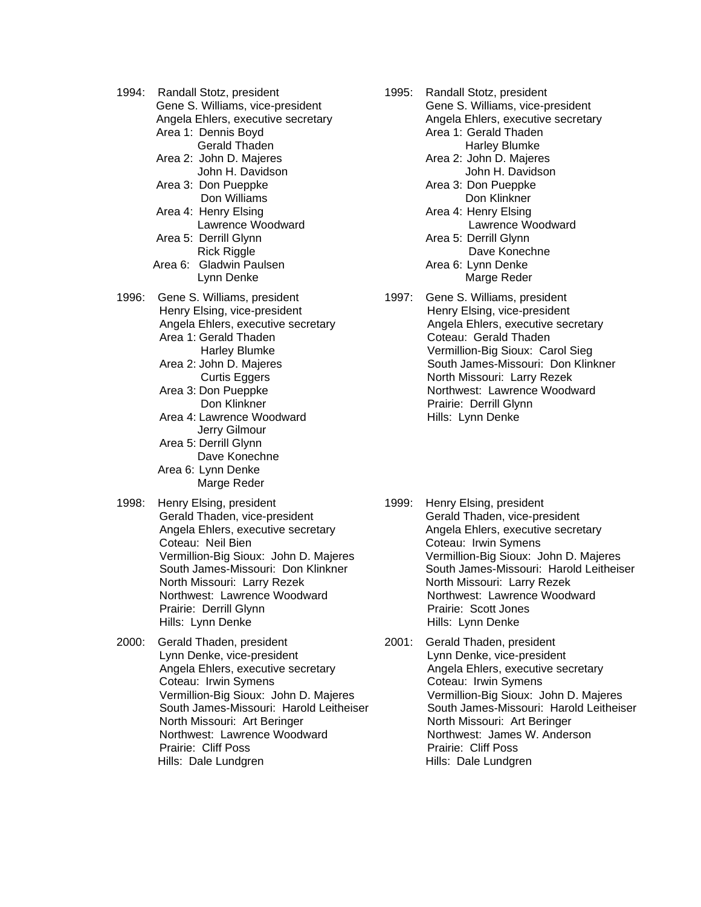1994: Randall Stotz, president
Gene S. Williams, vice-president
Angela Ehlers, executive secretary
Area 1: Dennis Boyd
Gerald Thaden
Area 2: John D. Majeres
John H. Davidson
Area 3: Don Pueppke
Don Williams
Area 4: Henry Elsing
Lawrence Woodward
Area 5: Derrill Glynn
Rick Riggle
Area 6: Gladwin Paulsen
Lynn Denke

1995: Randall Stotz, president
Gene S. Williams, vice-president
Angela Ehlers, executive secretary
Area 1: Gerald Thaden
Harley Blumke
Area 2: John D. Majeres
John H. Davidson
Area 3: Don Pueppke
Don Klinkner
Area 4: Henry Elsing
Lawrence Woodward
Area 5: Derrill Glynn
Dave Konechne
Area 6: Lynn Denke
Marge Reder

1996: Gene S. Williams, president
Henry Elsing, vice-president
Angela Ehlers, executive secretary
Area 1: Gerald Thaden
Harley Blumke
Area 2: John D. Majeres
Curtis Eggers
Area 3: Don Pueppke
Don Klinkner
Area 4: Lawrence Woodward
Jerry Gilmour
Area 5: Derrill Glynn
Dave Konechne
Area 6: Lynn Denke
Marge Reder

1997: Gene S. Williams, president
Henry Elsing, vice-president
Angela Ehlers, executive secretary
Coteau: Gerald Thaden
Vermillion-Big Sioux: Carol Sieg
South James-Missouri: Don Klinkner
North Missouri: Larry Rezek
Northwest: Lawrence Woodward
Prairie: Derrill Glynn
Hills: Lynn Denke

1998: Henry Elsing, president
Gerald Thaden, vice-president
Angela Ehlers, executive secretary
Coteau: Neil Bien
Vermillion-Big Sioux: John D. Majeres
South James-Missouri: Don Klinkner
North Missouri: Larry Rezek
Northwest: Lawrence Woodward
Prairie: Derrill Glynn
Hills: Lynn Denke

1999: Henry Elsing, president
Gerald Thaden, vice-president
Angela Ehlers, executive secretary
Coteau: Irwin Symens
Vermillion-Big Sioux: John D. Majeres
South James-Missouri: Harold Leitheiser
North Missouri: Larry Rezek
Northwest: Lawrence Woodward
Prairie: Scott Jones
Hills: Lynn Denke

2000: Gerald Thaden, president
Lynn Denke, vice-president
Angela Ehlers, executive secretary
Coteau: Irwin Symens
Vermillion-Big Sioux: John D. Majeres
South James-Missouri: Harold Leitheiser
North Missouri: Art Beringer
Northwest: Lawrence Woodward
Prairie: Cliff Poss
Hills: Dale Lundgren

2001: Gerald Thaden, president
Lynn Denke, vice-president
Angela Ehlers, executive secretary
Coteau: Irwin Symens
Vermillion-Big Sioux: John D. Majeres
South James-Missouri: Harold Leitheiser
North Missouri: Art Beringer
Northwest: James W. Anderson
Prairie: Cliff Poss
Hills: Dale Lundgren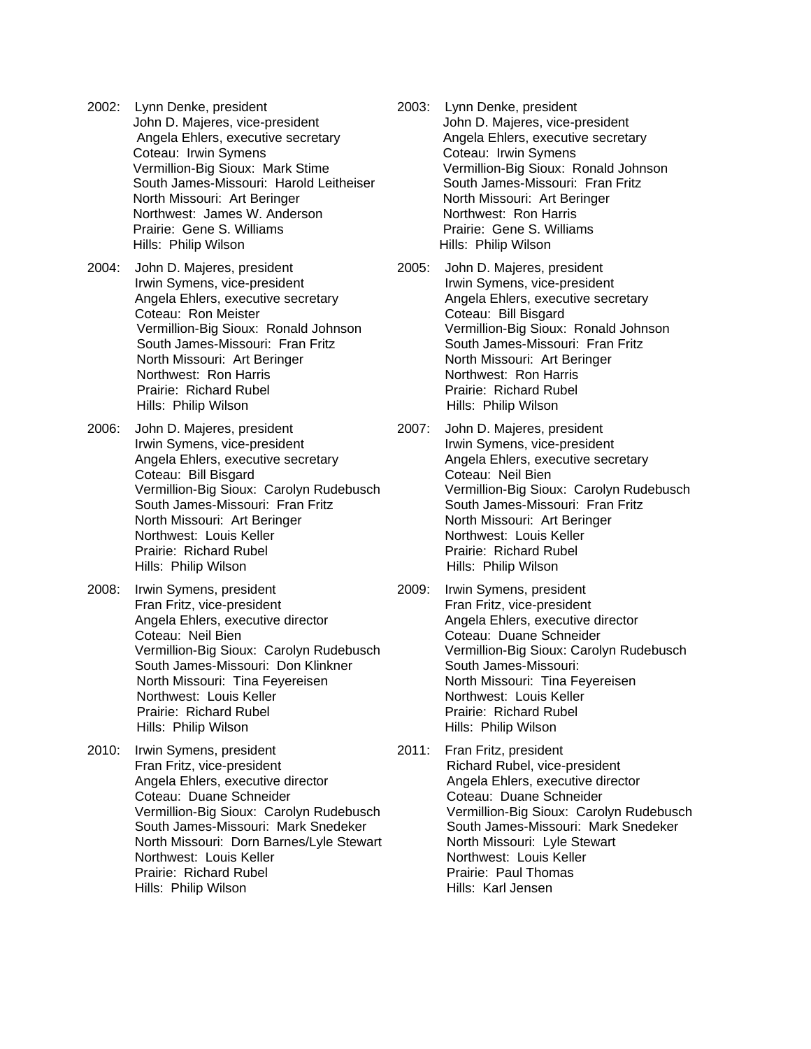2002: Lynn Denke, president
John D. Majeres, vice-president
Angela Ehlers, executive secretary
Coteau: Irwin Symens
Vermillion-Big Sioux: Mark Stime
South James-Missouri: Harold Leitheiser
North Missouri: Art Beringer
Northwest: James W. Anderson
Prairie: Gene S. Williams
Hills: Philip Wilson

2003: Lynn Denke, president
John D. Majeres, vice-president
Angela Ehlers, executive secretary
Coteau: Irwin Symens
Vermillion-Big Sioux: Ronald Johnson
South James-Missouri: Fran Fritz
North Missouri: Art Beringer
Northwest: Ron Harris
Prairie: Gene S. Williams
Hills: Philip Wilson

2004: John D. Majeres, president
Irwin Symens, vice-president
Angela Ehlers, executive secretary
Coteau: Ron Meister
Vermillion-Big Sioux: Ronald Johnson
South James-Missouri: Fran Fritz
North Missouri: Art Beringer
Northwest: Ron Harris
Prairie: Richard Rubel
Hills: Philip Wilson

2005: John D. Majeres, president
Irwin Symens, vice-president
Angela Ehlers, executive secretary
Coteau: Bill Bisgard
Vermillion-Big Sioux: Ronald Johnson
South James-Missouri: Fran Fritz
North Missouri: Art Beringer
Northwest: Ron Harris
Prairie: Richard Rubel
Hills: Philip Wilson

2006: John D. Majeres, president
Irwin Symens, vice-president
Angela Ehlers, executive secretary
Coteau: Bill Bisgard
Vermillion-Big Sioux: Carolyn Rudebusch
South James-Missouri: Fran Fritz
North Missouri: Art Beringer
Northwest: Louis Keller
Prairie: Richard Rubel
Hills: Philip Wilson

2007: John D. Majeres, president
Irwin Symens, vice-president
Angela Ehlers, executive secretary
Coteau: Neil Bien
Vermillion-Big Sioux: Carolyn Rudebusch
South James-Missouri: Fran Fritz
North Missouri: Art Beringer
Northwest: Louis Keller
Prairie: Richard Rubel
Hills: Philip Wilson

2008: Irwin Symens, president
Fran Fritz, vice-president
Angela Ehlers, executive director
Coteau: Neil Bien
Vermillion-Big Sioux: Carolyn Rudebusch
South James-Missouri: Don Klinkner
North Missouri: Tina Feyereisen
Northwest: Louis Keller
Prairie: Richard Rubel
Hills: Philip Wilson

2009: Irwin Symens, president
Fran Fritz, vice-president
Angela Ehlers, executive director
Coteau: Duane Schneider
Vermillion-Big Sioux: Carolyn Rudebusch
South James-Missouri:
North Missouri: Tina Feyereisen
Northwest: Louis Keller
Prairie: Richard Rubel
Hills: Philip Wilson

2010: Irwin Symens, president
Fran Fritz, vice-president
Angela Ehlers, executive director
Coteau: Duane Schneider
Vermillion-Big Sioux: Carolyn Rudebusch
South James-Missouri: Mark Snedeker
North Missouri: Dorn Barnes/Lyle Stewart
Northwest: Louis Keller
Prairie: Richard Rubel
Hills: Philip Wilson

2011: Fran Fritz, president
Richard Rubel, vice-president
Angela Ehlers, executive director
Coteau: Duane Schneider
Vermillion-Big Sioux: Carolyn Rudebusch
South James-Missouri: Mark Snedeker
North Missouri: Lyle Stewart
Northwest: Louis Keller
Prairie: Paul Thomas
Hills: Karl Jensen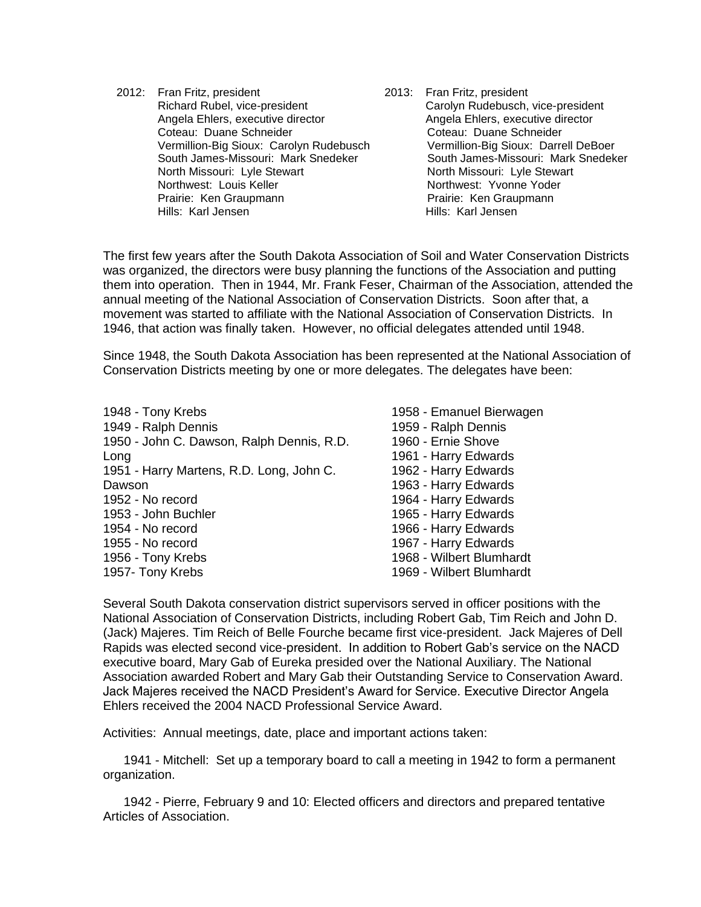2012: Fran Fritz, president
Richard Rubel, vice-president
Angela Ehlers, executive director
Coteau: Duane Schneider
Vermillion-Big Sioux: Carolyn Rudebusch
South James-Missouri: Mark Snedeker
North Missouri: Lyle Stewart
Northwest: Louis Keller
Prairie: Ken Graupmann
Hills: Karl Jensen

2013: Fran Fritz, president
Carolyn Rudebusch, vice-president
Angela Ehlers, executive director
Coteau: Duane Schneider
Vermillion-Big Sioux: Darrell DeBoer
South James-Missouri: Mark Snedeker
North Missouri: Lyle Stewart
Northwest: Yvonne Yoder
Prairie: Ken Graupmann
Hills: Karl Jensen

The first few years after the South Dakota Association of Soil and Water Conservation Districts was organized, the directors were busy planning the functions of the Association and putting them into operation. Then in 1944, Mr. Frank Feser, Chairman of the Association, attended the annual meeting of the National Association of Conservation Districts. Soon after that, a movement was started to affiliate with the National Association of Conservation Districts. In 1946, that action was finally taken. However, no official delegates attended until 1948.

Since 1948, the South Dakota Association has been represented at the National Association of Conservation Districts meeting by one or more delegates. The delegates have been:

1948 - Tony Krebs
1949 - Ralph Dennis
1950 - John C. Dawson, Ralph Dennis, R.D. Long
1951 - Harry Martens, R.D. Long, John C. Dawson
1952 - No record
1953 - John Buchler
1954 - No record
1955 - No record
1956 - Tony Krebs
1957- Tony Krebs
1958 - Emanuel Bierwagen
1959 - Ralph Dennis
1960 - Ernie Shove
1961 - Harry Edwards
1962 - Harry Edwards
1963 - Harry Edwards
1964 - Harry Edwards
1965 - Harry Edwards
1966 - Harry Edwards
1967 - Harry Edwards
1968 - Wilbert Blumhardt
1969 - Wilbert Blumhardt

Several South Dakota conservation district supervisors served in officer positions with the National Association of Conservation Districts, including Robert Gab, Tim Reich and John D. (Jack) Majeres. Tim Reich of Belle Fourche became first vice-president. Jack Majeres of Dell Rapids was elected second vice-president. In addition to Robert Gab's service on the NACD executive board, Mary Gab of Eureka presided over the National Auxiliary. The National Association awarded Robert and Mary Gab their Outstanding Service to Conservation Award. Jack Majeres received the NACD President's Award for Service. Executive Director Angela Ehlers received the 2004 NACD Professional Service Award.

Activities: Annual meetings, date, place and important actions taken:

1941 - Mitchell: Set up a temporary board to call a meeting in 1942 to form a permanent organization.

1942 - Pierre, February 9 and 10: Elected officers and directors and prepared tentative Articles of Association.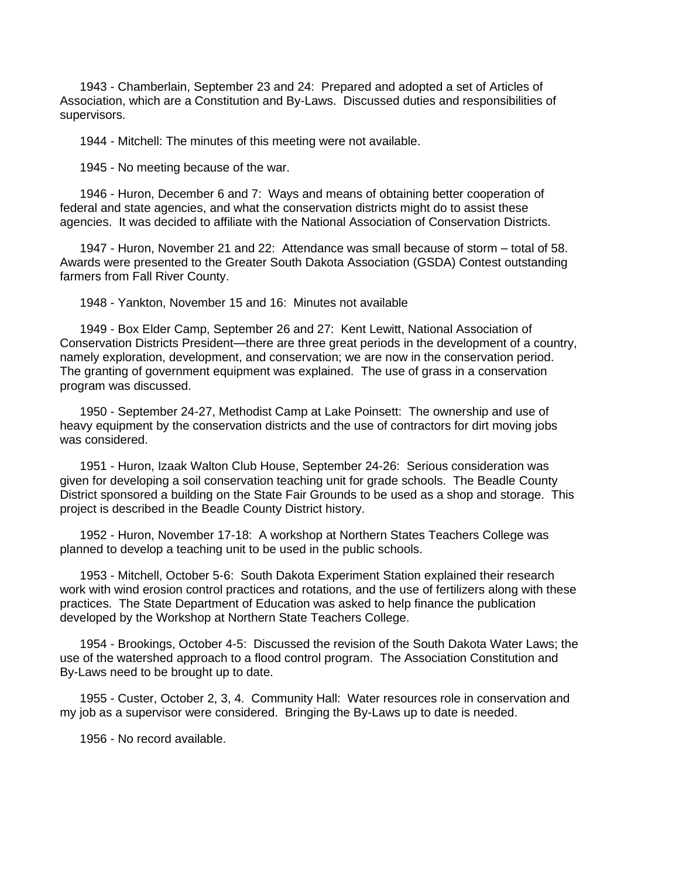1943 - Chamberlain, September 23 and 24: Prepared and adopted a set of Articles of Association, which are a Constitution and By-Laws. Discussed duties and responsibilities of supervisors.

1944 - Mitchell: The minutes of this meeting were not available.

1945 - No meeting because of the war.

1946 - Huron, December 6 and 7: Ways and means of obtaining better cooperation of federal and state agencies, and what the conservation districts might do to assist these agencies. It was decided to affiliate with the National Association of Conservation Districts.

1947 - Huron, November 21 and 22: Attendance was small because of storm – total of 58. Awards were presented to the Greater South Dakota Association (GSDA) Contest outstanding farmers from Fall River County.

1948 - Yankton, November 15 and 16: Minutes not available

1949 - Box Elder Camp, September 26 and 27: Kent Lewitt, National Association of Conservation Districts President—there are three great periods in the development of a country, namely exploration, development, and conservation; we are now in the conservation period. The granting of government equipment was explained. The use of grass in a conservation program was discussed.

1950 - September 24-27, Methodist Camp at Lake Poinsett: The ownership and use of heavy equipment by the conservation districts and the use of contractors for dirt moving jobs was considered.

1951 - Huron, Izaak Walton Club House, September 24-26: Serious consideration was given for developing a soil conservation teaching unit for grade schools. The Beadle County District sponsored a building on the State Fair Grounds to be used as a shop and storage. This project is described in the Beadle County District history.

1952 - Huron, November 17-18: A workshop at Northern States Teachers College was planned to develop a teaching unit to be used in the public schools.

1953 - Mitchell, October 5-6: South Dakota Experiment Station explained their research work with wind erosion control practices and rotations, and the use of fertilizers along with these practices. The State Department of Education was asked to help finance the publication developed by the Workshop at Northern State Teachers College.

1954 - Brookings, October 4-5: Discussed the revision of the South Dakota Water Laws; the use of the watershed approach to a flood control program. The Association Constitution and By-Laws need to be brought up to date.

1955 - Custer, October 2, 3, 4. Community Hall: Water resources role in conservation and my job as a supervisor were considered. Bringing the By-Laws up to date is needed.

1956 - No record available.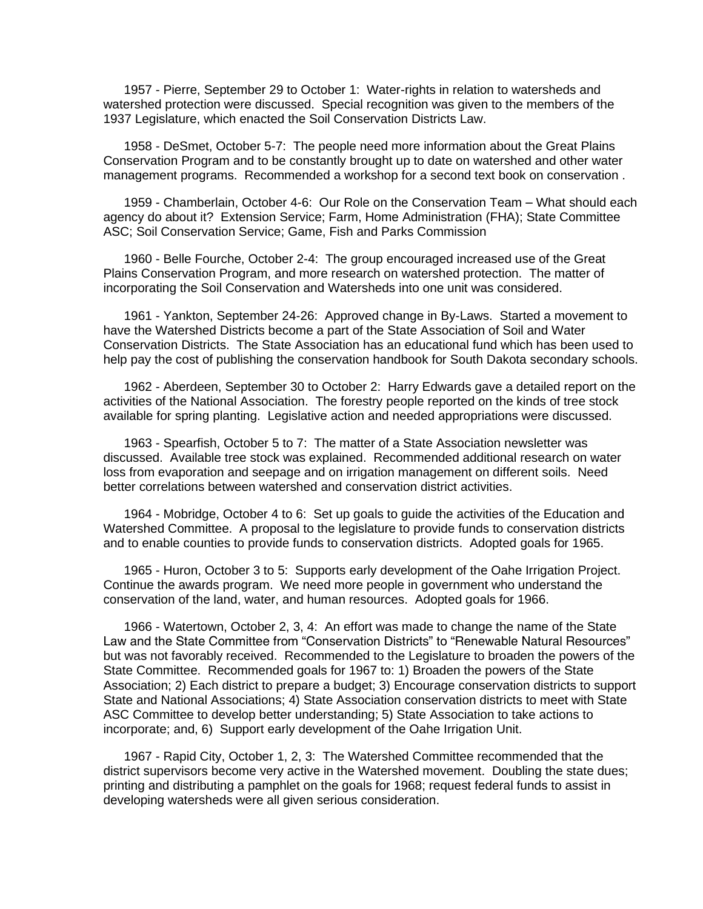1957 - Pierre, September 29 to October 1: Water-rights in relation to watersheds and watershed protection were discussed. Special recognition was given to the members of the 1937 Legislature, which enacted the Soil Conservation Districts Law.

1958 - DeSmet, October 5-7: The people need more information about the Great Plains Conservation Program and to be constantly brought up to date on watershed and other water management programs. Recommended a workshop for a second text book on conservation .

1959 - Chamberlain, October 4-6: Our Role on the Conservation Team – What should each agency do about it? Extension Service; Farm, Home Administration (FHA); State Committee ASC; Soil Conservation Service; Game, Fish and Parks Commission

1960 - Belle Fourche, October 2-4: The group encouraged increased use of the Great Plains Conservation Program, and more research on watershed protection. The matter of incorporating the Soil Conservation and Watersheds into one unit was considered.

1961 - Yankton, September 24-26: Approved change in By-Laws. Started a movement to have the Watershed Districts become a part of the State Association of Soil and Water Conservation Districts. The State Association has an educational fund which has been used to help pay the cost of publishing the conservation handbook for South Dakota secondary schools.

1962 - Aberdeen, September 30 to October 2: Harry Edwards gave a detailed report on the activities of the National Association. The forestry people reported on the kinds of tree stock available for spring planting. Legislative action and needed appropriations were discussed.

1963 - Spearfish, October 5 to 7: The matter of a State Association newsletter was discussed. Available tree stock was explained. Recommended additional research on water loss from evaporation and seepage and on irrigation management on different soils. Need better correlations between watershed and conservation district activities.

1964 - Mobridge, October 4 to 6: Set up goals to guide the activities of the Education and Watershed Committee. A proposal to the legislature to provide funds to conservation districts and to enable counties to provide funds to conservation districts. Adopted goals for 1965.

1965 - Huron, October 3 to 5: Supports early development of the Oahe Irrigation Project. Continue the awards program. We need more people in government who understand the conservation of the land, water, and human resources. Adopted goals for 1966.

1966 - Watertown, October 2, 3, 4: An effort was made to change the name of the State Law and the State Committee from "Conservation Districts" to "Renewable Natural Resources" but was not favorably received. Recommended to the Legislature to broaden the powers of the State Committee. Recommended goals for 1967 to: 1) Broaden the powers of the State Association; 2) Each district to prepare a budget; 3) Encourage conservation districts to support State and National Associations; 4) State Association conservation districts to meet with State ASC Committee to develop better understanding; 5) State Association to take actions to incorporate; and, 6) Support early development of the Oahe Irrigation Unit.

1967 - Rapid City, October 1, 2, 3: The Watershed Committee recommended that the district supervisors become very active in the Watershed movement. Doubling the state dues; printing and distributing a pamphlet on the goals for 1968; request federal funds to assist in developing watersheds were all given serious consideration.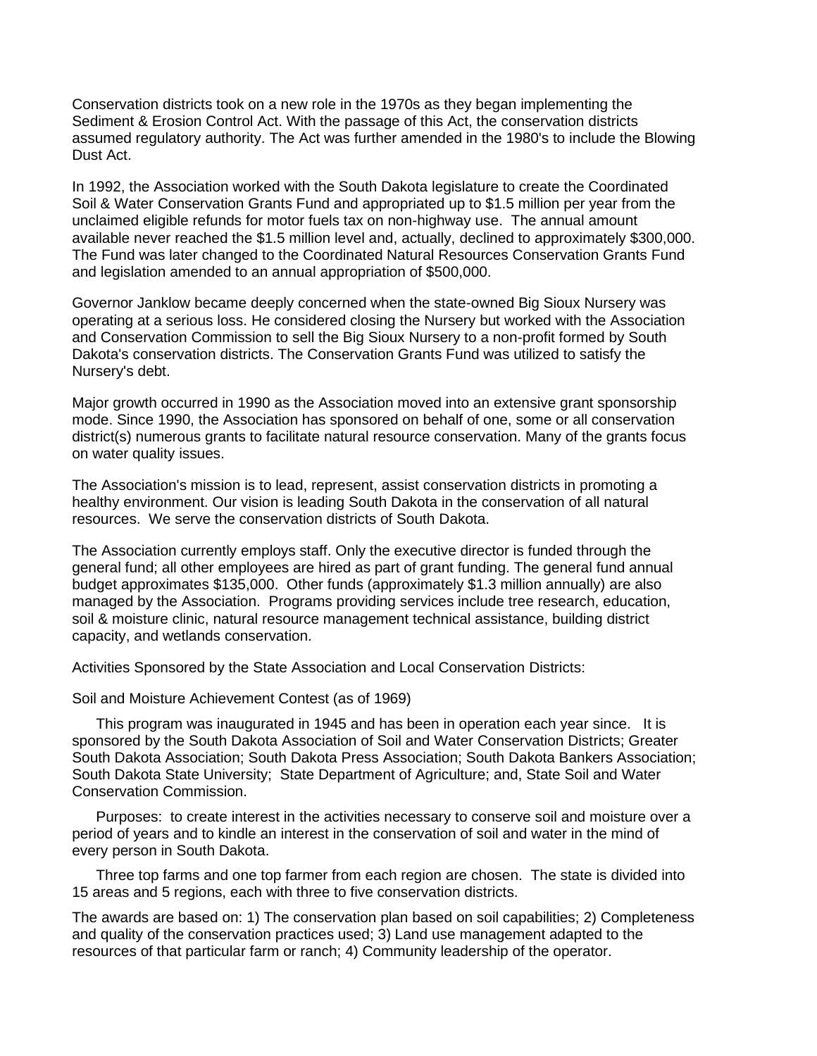Conservation districts took on a new role in the 1970s as they began implementing the Sediment & Erosion Control Act. With the passage of this Act, the conservation districts assumed regulatory authority. The Act was further amended in the 1980's to include the Blowing Dust Act.

In 1992, the Association worked with the South Dakota legislature to create the Coordinated Soil & Water Conservation Grants Fund and appropriated up to $1.5 million per year from the unclaimed eligible refunds for motor fuels tax on non-highway use. The annual amount available never reached the $1.5 million level and, actually, declined to approximately $300,000. The Fund was later changed to the Coordinated Natural Resources Conservation Grants Fund and legislation amended to an annual appropriation of $500,000.

Governor Janklow became deeply concerned when the state-owned Big Sioux Nursery was operating at a serious loss. He considered closing the Nursery but worked with the Association and Conservation Commission to sell the Big Sioux Nursery to a non-profit formed by South Dakota's conservation districts. The Conservation Grants Fund was utilized to satisfy the Nursery's debt.

Major growth occurred in 1990 as the Association moved into an extensive grant sponsorship mode. Since 1990, the Association has sponsored on behalf of one, some or all conservation district(s) numerous grants to facilitate natural resource conservation. Many of the grants focus on water quality issues.

The Association's mission is to lead, represent, assist conservation districts in promoting a healthy environment. Our vision is leading South Dakota in the conservation of all natural resources. We serve the conservation districts of South Dakota.

The Association currently employs staff. Only the executive director is funded through the general fund; all other employees are hired as part of grant funding. The general fund annual budget approximates $135,000. Other funds (approximately $1.3 million annually) are also managed by the Association. Programs providing services include tree research, education, soil & moisture clinic, natural resource management technical assistance, building district capacity, and wetlands conservation.

Activities Sponsored by the State Association and Local Conservation Districts:

Soil and Moisture Achievement Contest (as of 1969)

This program was inaugurated in 1945 and has been in operation each year since. It is sponsored by the South Dakota Association of Soil and Water Conservation Districts; Greater South Dakota Association; South Dakota Press Association; South Dakota Bankers Association; South Dakota State University; State Department of Agriculture; and, State Soil and Water Conservation Commission.

Purposes: to create interest in the activities necessary to conserve soil and moisture over a period of years and to kindle an interest in the conservation of soil and water in the mind of every person in South Dakota.

Three top farms and one top farmer from each region are chosen. The state is divided into 15 areas and 5 regions, each with three to five conservation districts.

The awards are based on: 1) The conservation plan based on soil capabilities; 2) Completeness and quality of the conservation practices used; 3) Land use management adapted to the resources of that particular farm or ranch; 4) Community leadership of the operator.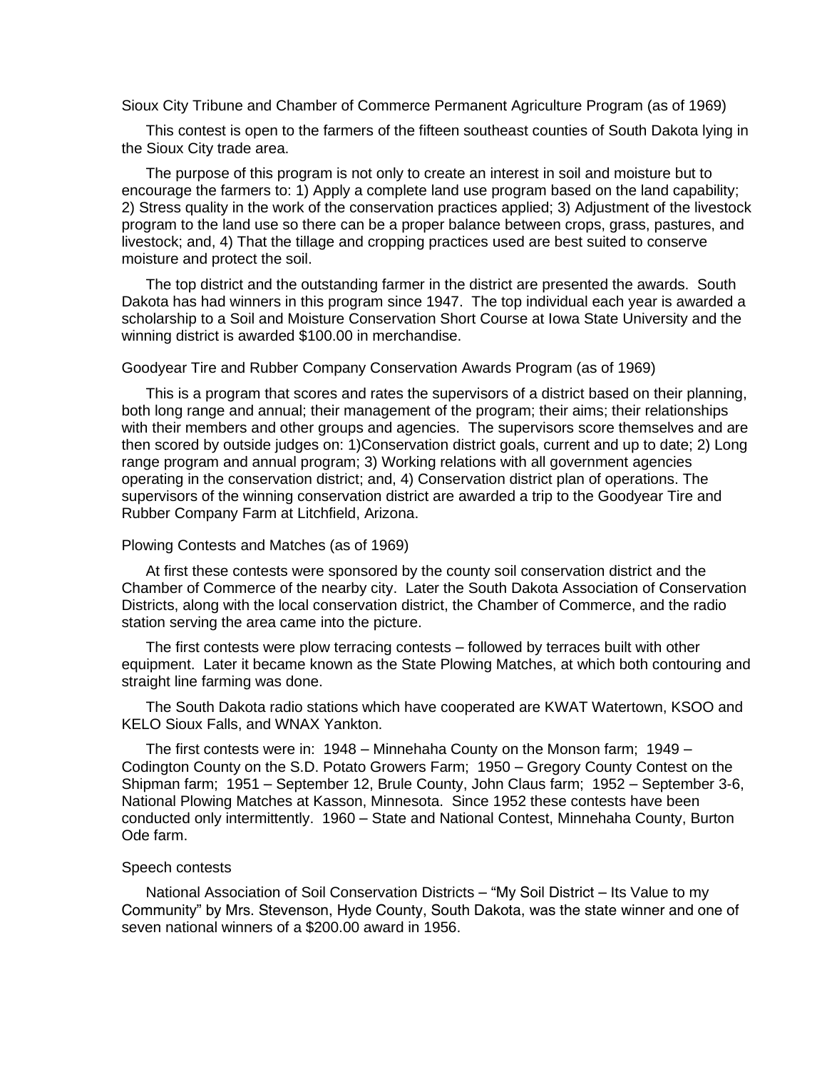## Sioux City Tribune and Chamber of Commerce Permanent Agriculture Program (as of 1969)

This contest is open to the farmers of the fifteen southeast counties of South Dakota lying in the Sioux City trade area.

The purpose of this program is not only to create an interest in soil and moisture but to encourage the farmers to: 1) Apply a complete land use program based on the land capability; 2) Stress quality in the work of the conservation practices applied; 3) Adjustment of the livestock program to the land use so there can be a proper balance between crops, grass, pastures, and livestock; and, 4) That the tillage and cropping practices used are best suited to conserve moisture and protect the soil.

The top district and the outstanding farmer in the district are presented the awards. South Dakota has had winners in this program since 1947. The top individual each year is awarded a scholarship to a Soil and Moisture Conservation Short Course at Iowa State University and the winning district is awarded $100.00 in merchandise.

## Goodyear Tire and Rubber Company Conservation Awards Program (as of 1969)

This is a program that scores and rates the supervisors of a district based on their planning, both long range and annual; their management of the program; their aims; their relationships with their members and other groups and agencies. The supervisors score themselves and are then scored by outside judges on: 1)Conservation district goals, current and up to date; 2) Long range program and annual program; 3) Working relations with all government agencies operating in the conservation district; and, 4) Conservation district plan of operations. The supervisors of the winning conservation district are awarded a trip to the Goodyear Tire and Rubber Company Farm at Litchfield, Arizona.

## Plowing Contests and Matches (as of 1969)

At first these contests were sponsored by the county soil conservation district and the Chamber of Commerce of the nearby city. Later the South Dakota Association of Conservation Districts, along with the local conservation district, the Chamber of Commerce, and the radio station serving the area came into the picture.

The first contests were plow terracing contests – followed by terraces built with other equipment. Later it became known as the State Plowing Matches, at which both contouring and straight line farming was done.

The South Dakota radio stations which have cooperated are KWAT Watertown, KSOO and KELO Sioux Falls, and WNAX Yankton.

The first contests were in: 1948 – Minnehaha County on the Monson farm; 1949 – Codington County on the S.D. Potato Growers Farm; 1950 – Gregory County Contest on the Shipman farm; 1951 – September 12, Brule County, John Claus farm; 1952 – September 3-6, National Plowing Matches at Kasson, Minnesota. Since 1952 these contests have been conducted only intermittently. 1960 – State and National Contest, Minnehaha County, Burton Ode farm.

## Speech contests

National Association of Soil Conservation Districts – "My Soil District – Its Value to my Community" by Mrs. Stevenson, Hyde County, South Dakota, was the state winner and one of seven national winners of a $200.00 award in 1956.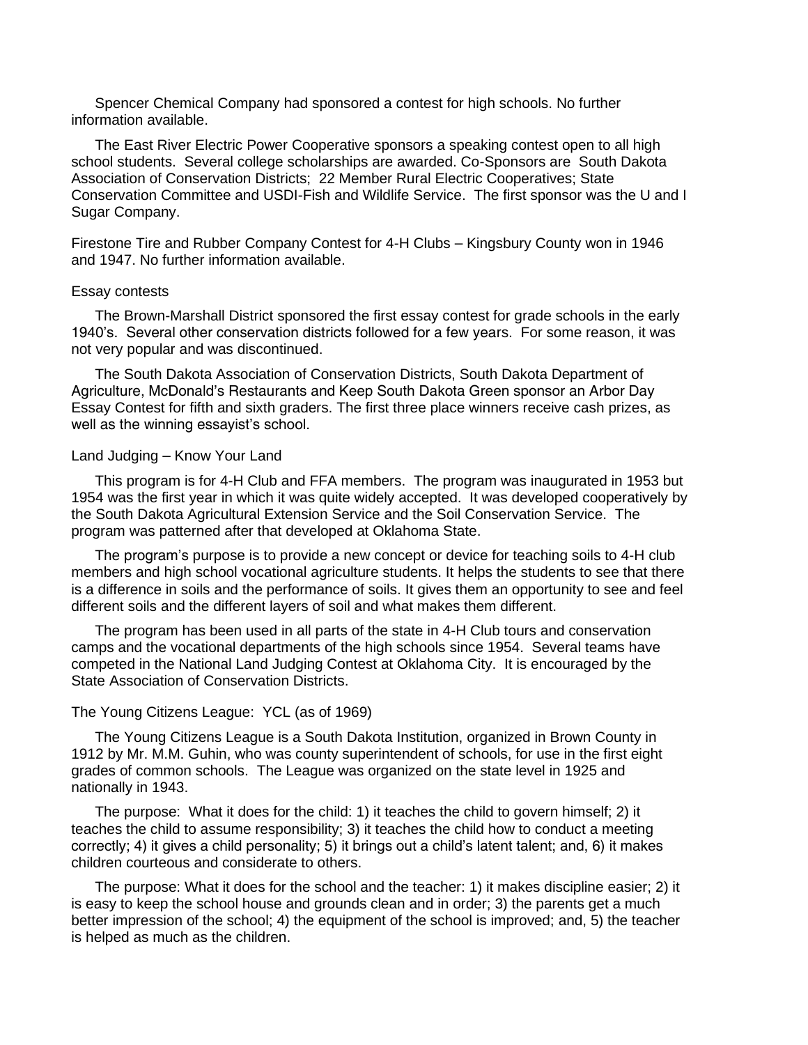Spencer Chemical Company had sponsored a contest for high schools. No further information available.

The East River Electric Power Cooperative sponsors a speaking contest open to all high school students. Several college scholarships are awarded. Co-Sponsors are South Dakota Association of Conservation Districts; 22 Member Rural Electric Cooperatives; State Conservation Committee and USDI-Fish and Wildlife Service. The first sponsor was the U and I Sugar Company.

Firestone Tire and Rubber Company Contest for 4-H Clubs – Kingsbury County won in 1946 and 1947. No further information available.

### Essay contests

The Brown-Marshall District sponsored the first essay contest for grade schools in the early 1940's. Several other conservation districts followed for a few years. For some reason, it was not very popular and was discontinued.

The South Dakota Association of Conservation Districts, South Dakota Department of Agriculture, McDonald's Restaurants and Keep South Dakota Green sponsor an Arbor Day Essay Contest for fifth and sixth graders. The first three place winners receive cash prizes, as well as the winning essayist's school.

### Land Judging – Know Your Land

This program is for 4-H Club and FFA members. The program was inaugurated in 1953 but 1954 was the first year in which it was quite widely accepted. It was developed cooperatively by the South Dakota Agricultural Extension Service and the Soil Conservation Service. The program was patterned after that developed at Oklahoma State.

The program's purpose is to provide a new concept or device for teaching soils to 4-H club members and high school vocational agriculture students. It helps the students to see that there is a difference in soils and the performance of soils. It gives them an opportunity to see and feel different soils and the different layers of soil and what makes them different.

The program has been used in all parts of the state in 4-H Club tours and conservation camps and the vocational departments of the high schools since 1954. Several teams have competed in the National Land Judging Contest at Oklahoma City. It is encouraged by the State Association of Conservation Districts.

### The Young Citizens League: YCL (as of 1969)

The Young Citizens League is a South Dakota Institution, organized in Brown County in 1912 by Mr. M.M. Guhin, who was county superintendent of schools, for use in the first eight grades of common schools. The League was organized on the state level in 1925 and nationally in 1943.

The purpose: What it does for the child: 1) it teaches the child to govern himself; 2) it teaches the child to assume responsibility; 3) it teaches the child how to conduct a meeting correctly; 4) it gives a child personality; 5) it brings out a child's latent talent; and, 6) it makes children courteous and considerate to others.

The purpose: What it does for the school and the teacher: 1) it makes discipline easier; 2) it is easy to keep the school house and grounds clean and in order; 3) the parents get a much better impression of the school; 4) the equipment of the school is improved; and, 5) the teacher is helped as much as the children.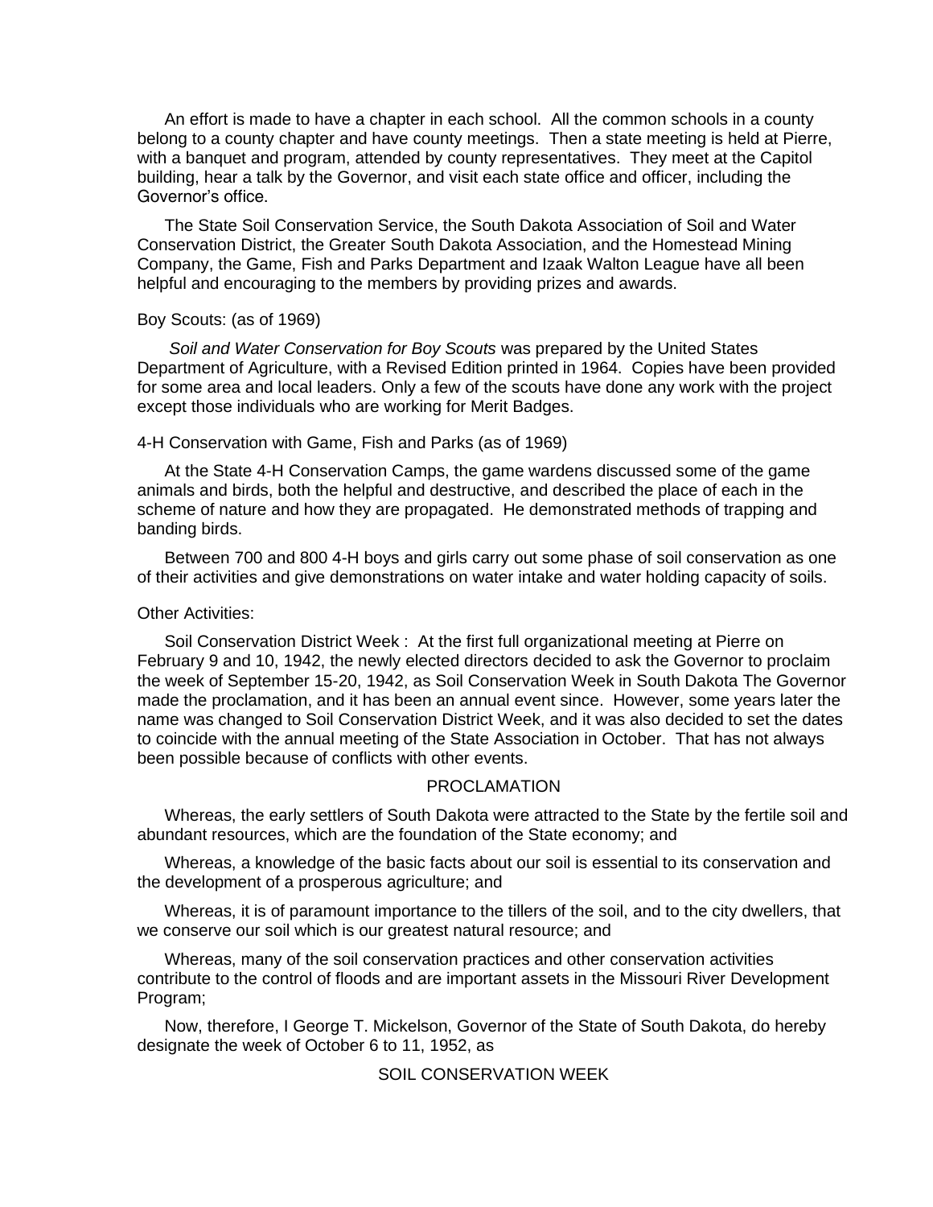An effort is made to have a chapter in each school. All the common schools in a county belong to a county chapter and have county meetings. Then a state meeting is held at Pierre, with a banquet and program, attended by county representatives. They meet at the Capitol building, hear a talk by the Governor, and visit each state office and officer, including the Governor's office.

The State Soil Conservation Service, the South Dakota Association of Soil and Water Conservation District, the Greater South Dakota Association, and the Homestead Mining Company, the Game, Fish and Parks Department and Izaak Walton League have all been helpful and encouraging to the members by providing prizes and awards.

Boy Scouts: (as of 1969)

*Soil and Water Conservation for Boy Scouts* was prepared by the United States Department of Agriculture, with a Revised Edition printed in 1964. Copies have been provided for some area and local leaders. Only a few of the scouts have done any work with the project except those individuals who are working for Merit Badges.

4-H Conservation with Game, Fish and Parks (as of 1969)

At the State 4-H Conservation Camps, the game wardens discussed some of the game animals and birds, both the helpful and destructive, and described the place of each in the scheme of nature and how they are propagated. He demonstrated methods of trapping and banding birds.

Between 700 and 800 4-H boys and girls carry out some phase of soil conservation as one of their activities and give demonstrations on water intake and water holding capacity of soils.

Other Activities:

Soil Conservation District Week : At the first full organizational meeting at Pierre on February 9 and 10, 1942, the newly elected directors decided to ask the Governor to proclaim the week of September 15-20, 1942, as Soil Conservation Week in South Dakota The Governor made the proclamation, and it has been an annual event since. However, some years later the name was changed to Soil Conservation District Week, and it was also decided to set the dates to coincide with the annual meeting of the State Association in October. That has not always been possible because of conflicts with other events.

PROCLAMATION

Whereas, the early settlers of South Dakota were attracted to the State by the fertile soil and abundant resources, which are the foundation of the State economy; and

Whereas, a knowledge of the basic facts about our soil is essential to its conservation and the development of a prosperous agriculture; and

Whereas, it is of paramount importance to the tillers of the soil, and to the city dwellers, that we conserve our soil which is our greatest natural resource; and

Whereas, many of the soil conservation practices and other conservation activities contribute to the control of floods and are important assets in the Missouri River Development Program;

Now, therefore, I George T. Mickelson, Governor of the State of South Dakota, do hereby designate the week of October 6 to 11, 1952, as

SOIL CONSERVATION WEEK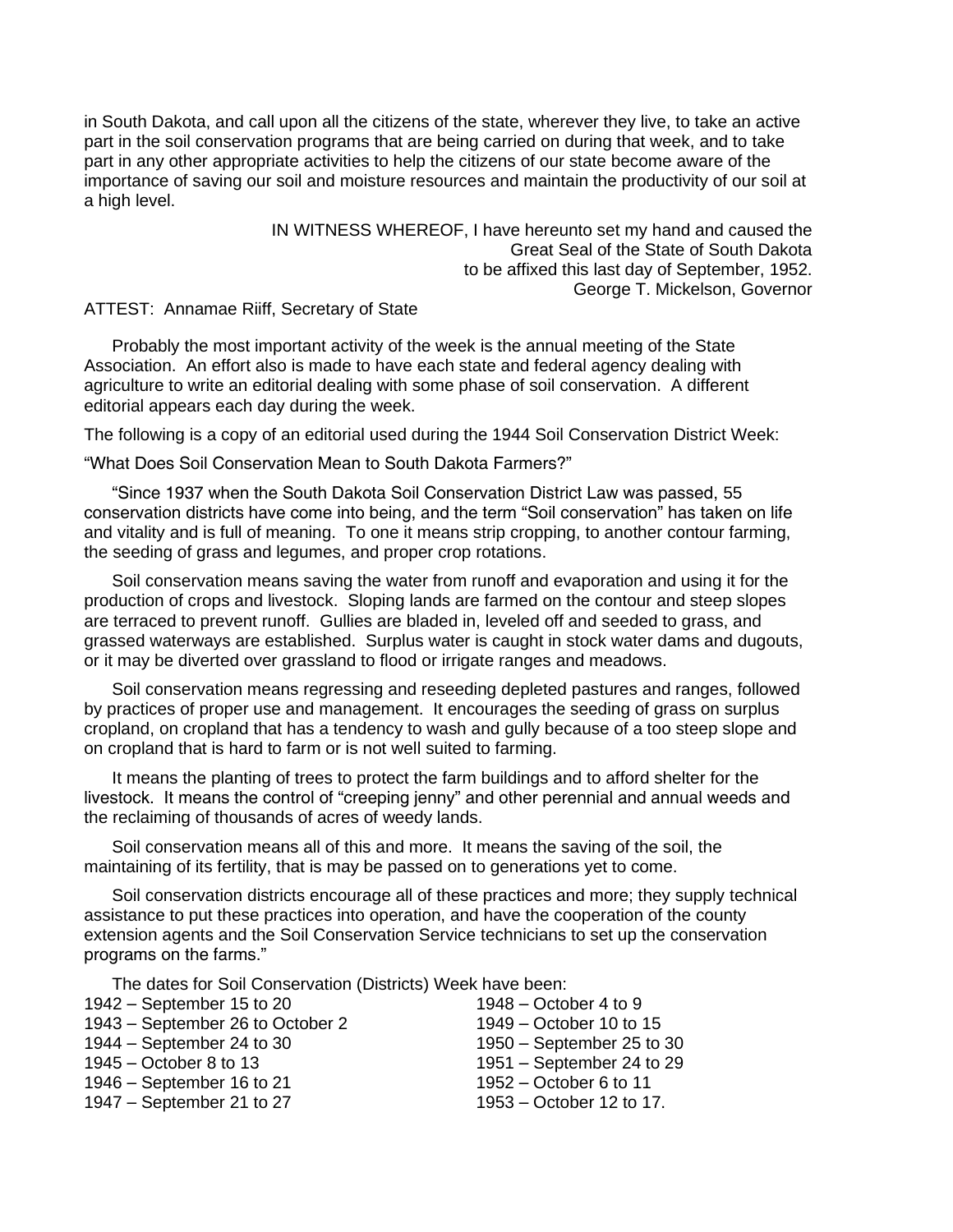in South Dakota, and call upon all the citizens of the state, wherever they live, to take an active part in the soil conservation programs that are being carried on during that week, and to take part in any other appropriate activities to help the citizens of our state become aware of the importance of saving our soil and moisture resources and maintain the productivity of our soil at a high level.

IN WITNESS WHEREOF, I have hereunto set my hand and caused the Great Seal of the State of South Dakota to be affixed this last day of September, 1952.
George T. Mickelson, Governor

ATTEST: Annamae Riiff, Secretary of State

Probably the most important activity of the week is the annual meeting of the State Association. An effort also is made to have each state and federal agency dealing with agriculture to write an editorial dealing with some phase of soil conservation. A different editorial appears each day during the week.

The following is a copy of an editorial used during the 1944 Soil Conservation District Week:

"What Does Soil Conservation Mean to South Dakota Farmers?"

"Since 1937 when the South Dakota Soil Conservation District Law was passed, 55 conservation districts have come into being, and the term "Soil conservation" has taken on life and vitality and is full of meaning. To one it means strip cropping, to another contour farming, the seeding of grass and legumes, and proper crop rotations.

Soil conservation means saving the water from runoff and evaporation and using it for the production of crops and livestock. Sloping lands are farmed on the contour and steep slopes are terraced to prevent runoff. Gullies are bladed in, leveled off and seeded to grass, and grassed waterways are established. Surplus water is caught in stock water dams and dugouts, or it may be diverted over grassland to flood or irrigate ranges and meadows.

Soil conservation means regressing and reseeding depleted pastures and ranges, followed by practices of proper use and management. It encourages the seeding of grass on surplus cropland, on cropland that has a tendency to wash and gully because of a too steep slope and on cropland that is hard to farm or is not well suited to farming.

It means the planting of trees to protect the farm buildings and to afford shelter for the livestock. It means the control of "creeping jenny" and other perennial and annual weeds and the reclaiming of thousands of acres of weedy lands.

Soil conservation means all of this and more. It means the saving of the soil, the maintaining of its fertility, that is may be passed on to generations yet to come.

Soil conservation districts encourage all of these practices and more; they supply technical assistance to put these practices into operation, and have the cooperation of the county extension agents and the Soil Conservation Service technicians to set up the conservation programs on the farms."

The dates for Soil Conservation (Districts) Week have been:

1942 – September 15 to 20
1943 – September 26 to October 2
1944 – September 24 to 30
1945 – October 8 to 13
1946 – September 16 to 21
1947 – September 21 to 27
1948 – October 4 to 9
1949 – October 10 to 15
1950 – September 25 to 30
1951 – September 24 to 29
1952 – October 6 to 11
1953 – October 12 to 17.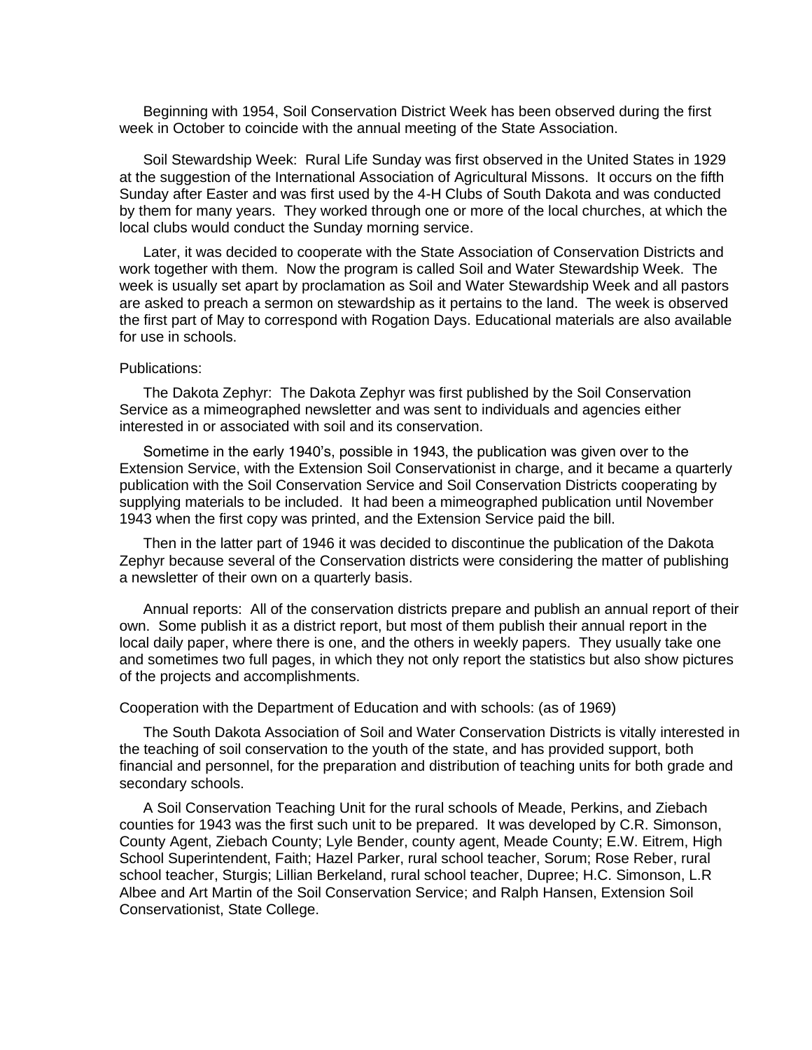Beginning with 1954, Soil Conservation District Week has been observed during the first week in October to coincide with the annual meeting of the State Association.

Soil Stewardship Week: Rural Life Sunday was first observed in the United States in 1929 at the suggestion of the International Association of Agricultural Missons. It occurs on the fifth Sunday after Easter and was first used by the 4-H Clubs of South Dakota and was conducted by them for many years. They worked through one or more of the local churches, at which the local clubs would conduct the Sunday morning service.

Later, it was decided to cooperate with the State Association of Conservation Districts and work together with them. Now the program is called Soil and Water Stewardship Week. The week is usually set apart by proclamation as Soil and Water Stewardship Week and all pastors are asked to preach a sermon on stewardship as it pertains to the land. The week is observed the first part of May to correspond with Rogation Days. Educational materials are also available for use in schools.

Publications:

The Dakota Zephyr: The Dakota Zephyr was first published by the Soil Conservation Service as a mimeographed newsletter and was sent to individuals and agencies either interested in or associated with soil and its conservation.

Sometime in the early 1940's, possible in 1943, the publication was given over to the Extension Service, with the Extension Soil Conservationist in charge, and it became a quarterly publication with the Soil Conservation Service and Soil Conservation Districts cooperating by supplying materials to be included. It had been a mimeographed publication until November 1943 when the first copy was printed, and the Extension Service paid the bill.

Then in the latter part of 1946 it was decided to discontinue the publication of the Dakota Zephyr because several of the Conservation districts were considering the matter of publishing a newsletter of their own on a quarterly basis.

Annual reports: All of the conservation districts prepare and publish an annual report of their own. Some publish it as a district report, but most of them publish their annual report in the local daily paper, where there is one, and the others in weekly papers. They usually take one and sometimes two full pages, in which they not only report the statistics but also show pictures of the projects and accomplishments.

Cooperation with the Department of Education and with schools: (as of 1969)

The South Dakota Association of Soil and Water Conservation Districts is vitally interested in the teaching of soil conservation to the youth of the state, and has provided support, both financial and personnel, for the preparation and distribution of teaching units for both grade and secondary schools.

A Soil Conservation Teaching Unit for the rural schools of Meade, Perkins, and Ziebach counties for 1943 was the first such unit to be prepared. It was developed by C.R. Simonson, County Agent, Ziebach County; Lyle Bender, county agent, Meade County; E.W. Eitrem, High School Superintendent, Faith; Hazel Parker, rural school teacher, Sorum; Rose Reber, rural school teacher, Sturgis; Lillian Berkeland, rural school teacher, Dupree; H.C. Simonson, L.R Albee and Art Martin of the Soil Conservation Service; and Ralph Hansen, Extension Soil Conservationist, State College.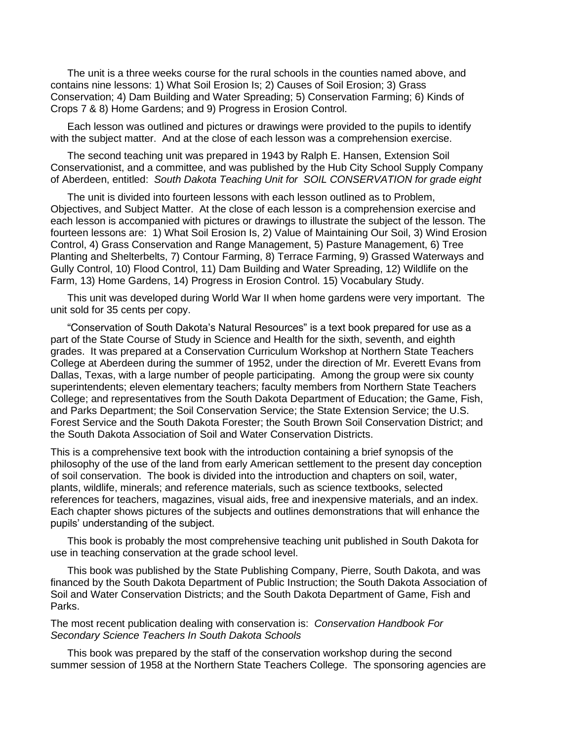The unit is a three weeks course for the rural schools in the counties named above, and contains nine lessons: 1) What Soil Erosion Is; 2) Causes of Soil Erosion; 3) Grass Conservation; 4) Dam Building and Water Spreading; 5) Conservation Farming; 6) Kinds of Crops 7 & 8) Home Gardens; and 9) Progress in Erosion Control.

Each lesson was outlined and pictures or drawings were provided to the pupils to identify with the subject matter. And at the close of each lesson was a comprehension exercise.

The second teaching unit was prepared in 1943 by Ralph E. Hansen, Extension Soil Conservationist, and a committee, and was published by the Hub City School Supply Company of Aberdeen, entitled: *South Dakota Teaching Unit for SOIL CONSERVATION for grade eight*

The unit is divided into fourteen lessons with each lesson outlined as to Problem, Objectives, and Subject Matter. At the close of each lesson is a comprehension exercise and each lesson is accompanied with pictures or drawings to illustrate the subject of the lesson. The fourteen lessons are: 1) What Soil Erosion Is, 2) Value of Maintaining Our Soil, 3) Wind Erosion Control, 4) Grass Conservation and Range Management, 5) Pasture Management, 6) Tree Planting and Shelterbelts, 7) Contour Farming, 8) Terrace Farming, 9) Grassed Waterways and Gully Control, 10) Flood Control, 11) Dam Building and Water Spreading, 12) Wildlife on the Farm, 13) Home Gardens, 14) Progress in Erosion Control. 15) Vocabulary Study.

This unit was developed during World War II when home gardens were very important. The unit sold for 35 cents per copy.

"Conservation of South Dakota's Natural Resources" is a text book prepared for use as a part of the State Course of Study in Science and Health for the sixth, seventh, and eighth grades. It was prepared at a Conservation Curriculum Workshop at Northern State Teachers College at Aberdeen during the summer of 1952, under the direction of Mr. Everett Evans from Dallas, Texas, with a large number of people participating. Among the group were six county superintendents; eleven elementary teachers; faculty members from Northern State Teachers College; and representatives from the South Dakota Department of Education; the Game, Fish, and Parks Department; the Soil Conservation Service; the State Extension Service; the U.S. Forest Service and the South Dakota Forester; the South Brown Soil Conservation District; and the South Dakota Association of Soil and Water Conservation Districts.

This is a comprehensive text book with the introduction containing a brief synopsis of the philosophy of the use of the land from early American settlement to the present day conception of soil conservation. The book is divided into the introduction and chapters on soil, water, plants, wildlife, minerals; and reference materials, such as science textbooks, selected references for teachers, magazines, visual aids, free and inexpensive materials, and an index. Each chapter shows pictures of the subjects and outlines demonstrations that will enhance the pupils' understanding of the subject.

This book is probably the most comprehensive teaching unit published in South Dakota for use in teaching conservation at the grade school level.

This book was published by the State Publishing Company, Pierre, South Dakota, and was financed by the South Dakota Department of Public Instruction; the South Dakota Association of Soil and Water Conservation Districts; and the South Dakota Department of Game, Fish and Parks.

The most recent publication dealing with conservation is: *Conservation Handbook For Secondary Science Teachers In South Dakota Schools*

This book was prepared by the staff of the conservation workshop during the second summer session of 1958 at the Northern State Teachers College. The sponsoring agencies are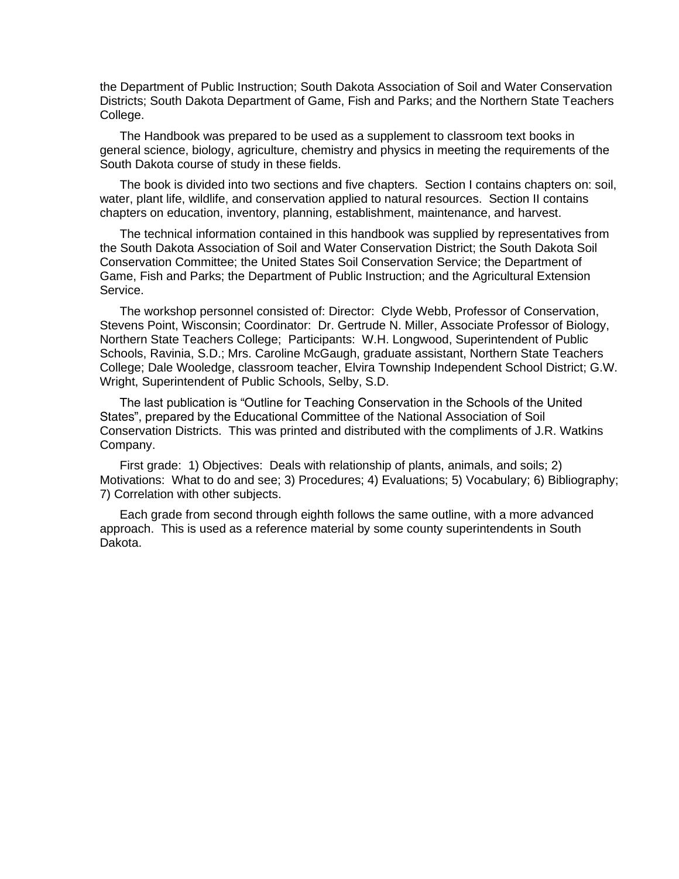the Department of Public Instruction; South Dakota Association of Soil and Water Conservation Districts; South Dakota Department of Game, Fish and Parks; and the Northern State Teachers College.

The Handbook was prepared to be used as a supplement to classroom text books in general science, biology, agriculture, chemistry and physics in meeting the requirements of the South Dakota course of study in these fields.

The book is divided into two sections and five chapters. Section I contains chapters on: soil, water, plant life, wildlife, and conservation applied to natural resources. Section II contains chapters on education, inventory, planning, establishment, maintenance, and harvest.

The technical information contained in this handbook was supplied by representatives from the South Dakota Association of Soil and Water Conservation District; the South Dakota Soil Conservation Committee; the United States Soil Conservation Service; the Department of Game, Fish and Parks; the Department of Public Instruction; and the Agricultural Extension Service.

The workshop personnel consisted of: Director: Clyde Webb, Professor of Conservation, Stevens Point, Wisconsin; Coordinator: Dr. Gertrude N. Miller, Associate Professor of Biology, Northern State Teachers College; Participants: W.H. Longwood, Superintendent of Public Schools, Ravinia, S.D.; Mrs. Caroline McGaugh, graduate assistant, Northern State Teachers College; Dale Wooledge, classroom teacher, Elvira Township Independent School District; G.W. Wright, Superintendent of Public Schools, Selby, S.D.

The last publication is "Outline for Teaching Conservation in the Schools of the United States", prepared by the Educational Committee of the National Association of Soil Conservation Districts. This was printed and distributed with the compliments of J.R. Watkins Company.

First grade: 1) Objectives: Deals with relationship of plants, animals, and soils; 2) Motivations: What to do and see; 3) Procedures; 4) Evaluations; 5) Vocabulary; 6) Bibliography; 7) Correlation with other subjects.

Each grade from second through eighth follows the same outline, with a more advanced approach. This is used as a reference material by some county superintendents in South Dakota.